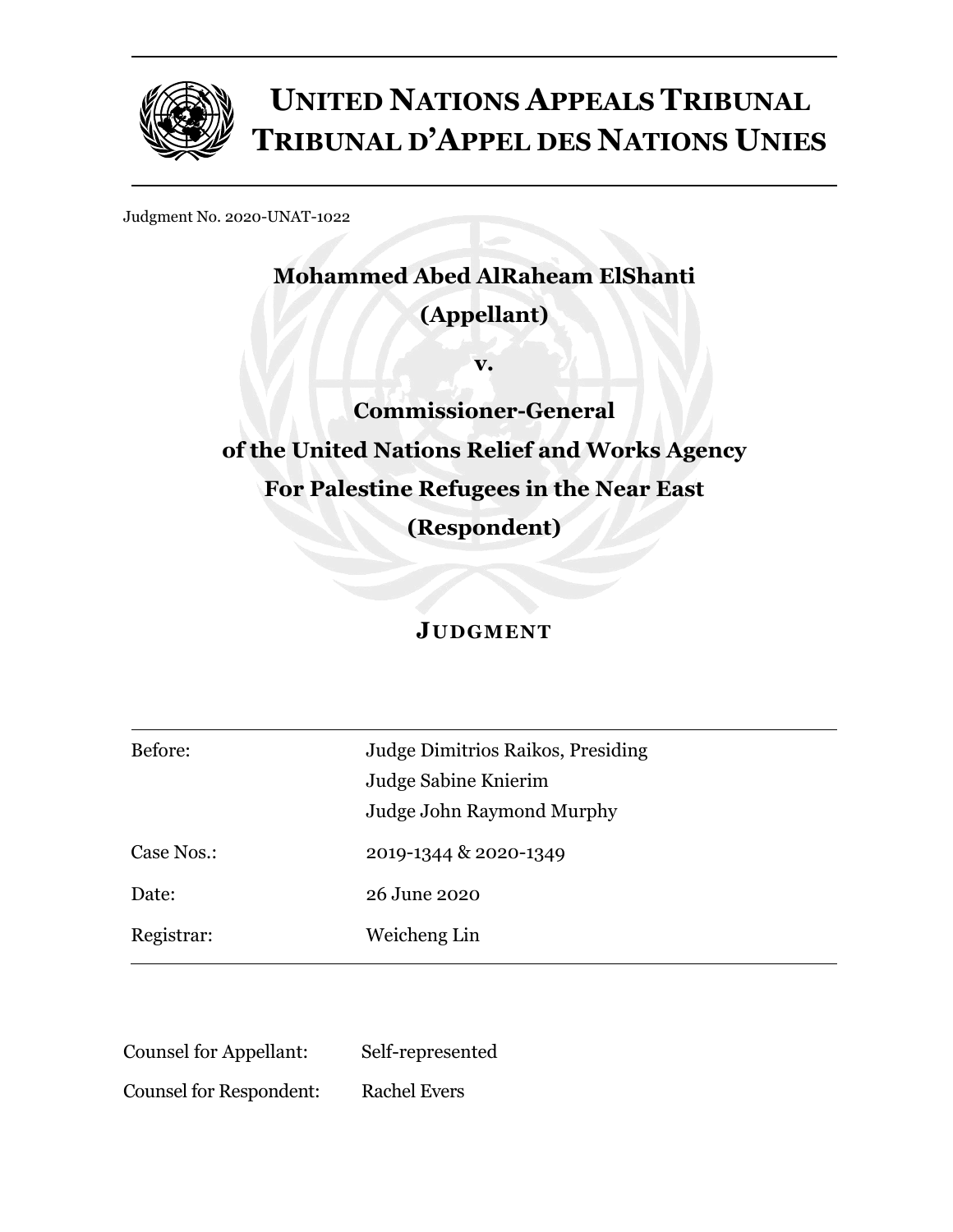# UNITED NATIONS APPEALS TRIBUNAL
# TRIBUNAL D'APPEL DES NATIONS UNIES

Judgment No. 2020-UNAT-1022

**Mohammed Abed AlRaheam ElShanti**

**(Appellant)**

**v.**

**Commissioner-General**

**of the United Nations Relief and Works Agency**

**For Palestine Refugees in the Near East**

**(Respondent)**

## JUDGMENT

| | |
|---|---|
| Before: | Judge Dimitrios Raikos, Presiding<br>Judge Sabine Knierim<br>Judge John Raymond Murphy |
| Case Nos.: | 2019-1344 & 2020-1349 |
| Date: | 26 June 2020 |
| Registrar: | Weicheng Lin |

| | |
|---|---|
| Counsel for Appellant: | Self-represented |
| Counsel for Respondent: | Rachel Evers |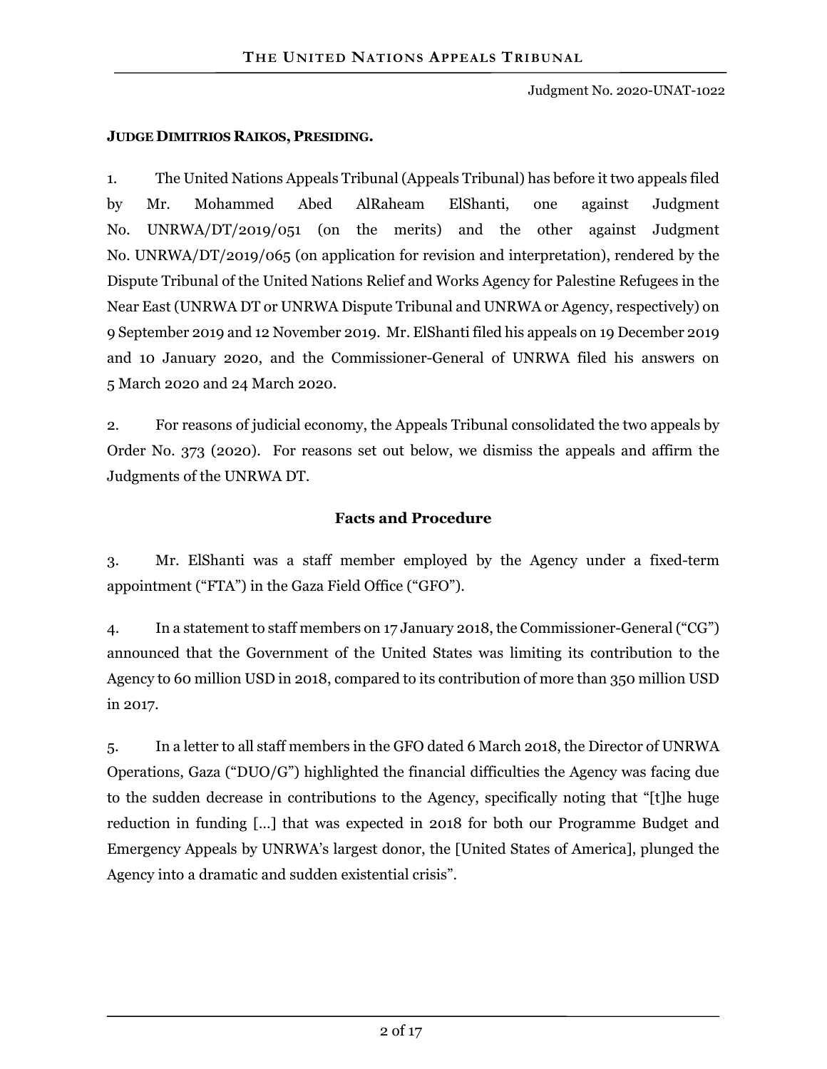**JUDGE DIMITRIOS RAIKOS, PRESIDING.**

1. The United Nations Appeals Tribunal (Appeals Tribunal) has before it two appeals filed by Mr. Mohammed Abed AlRaheam ElShanti, one against Judgment No. UNRWA/DT/2019/051 (on the merits) and the other against Judgment No. UNRWA/DT/2019/065 (on application for revision and interpretation), rendered by the Dispute Tribunal of the United Nations Relief and Works Agency for Palestine Refugees in the Near East (UNRWA DT or UNRWA Dispute Tribunal and UNRWA or Agency, respectively) on 9 September 2019 and 12 November 2019. Mr. ElShanti filed his appeals on 19 December 2019 and 10 January 2020, and the Commissioner-General of UNRWA filed his answers on 5 March 2020 and 24 March 2020.

2. For reasons of judicial economy, the Appeals Tribunal consolidated the two appeals by Order No. 373 (2020). For reasons set out below, we dismiss the appeals and affirm the Judgments of the UNRWA DT.

## Facts and Procedure

3. Mr. ElShanti was a staff member employed by the Agency under a fixed-term appointment ("FTA") in the Gaza Field Office ("GFO").

4. In a statement to staff members on 17 January 2018, the Commissioner-General ("CG") announced that the Government of the United States was limiting its contribution to the Agency to 60 million USD in 2018, compared to its contribution of more than 350 million USD in 2017.

5. In a letter to all staff members in the GFO dated 6 March 2018, the Director of UNRWA Operations, Gaza ("DUO/G") highlighted the financial difficulties the Agency was facing due to the sudden decrease in contributions to the Agency, specifically noting that "[t]he huge reduction in funding […] that was expected in 2018 for both our Programme Budget and Emergency Appeals by UNRWA's largest donor, the [United States of America], plunged the Agency into a dramatic and sudden existential crisis".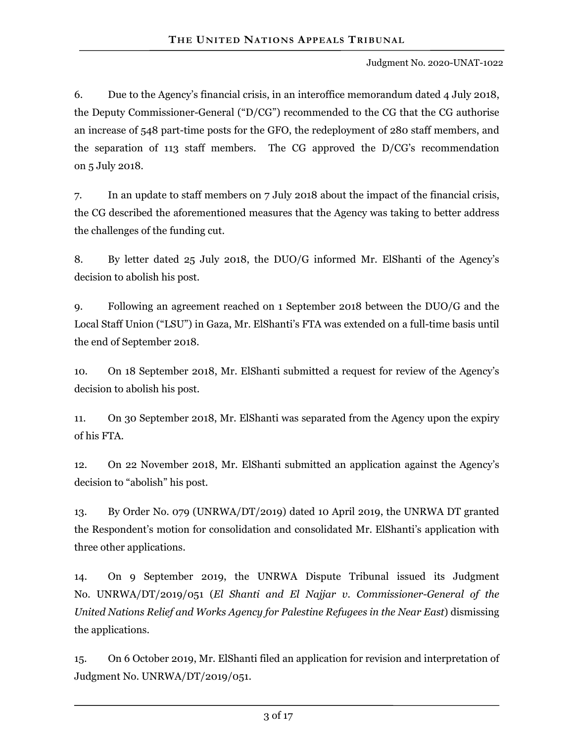6. Due to the Agency's financial crisis, in an interoffice memorandum dated 4 July 2018, the Deputy Commissioner-General ("D/CG") recommended to the CG that the CG authorise an increase of 548 part-time posts for the GFO, the redeployment of 280 staff members, and the separation of 113 staff members. The CG approved the D/CG's recommendation on 5 July 2018.

7. In an update to staff members on 7 July 2018 about the impact of the financial crisis, the CG described the aforementioned measures that the Agency was taking to better address the challenges of the funding cut.

8. By letter dated 25 July 2018, the DUO/G informed Mr. ElShanti of the Agency's decision to abolish his post.

9. Following an agreement reached on 1 September 2018 between the DUO/G and the Local Staff Union ("LSU") in Gaza, Mr. ElShanti's FTA was extended on a full-time basis until the end of September 2018.

10. On 18 September 2018, Mr. ElShanti submitted a request for review of the Agency's decision to abolish his post.

11. On 30 September 2018, Mr. ElShanti was separated from the Agency upon the expiry of his FTA.

12. On 22 November 2018, Mr. ElShanti submitted an application against the Agency's decision to "abolish" his post.

13. By Order No. 079 (UNRWA/DT/2019) dated 10 April 2019, the UNRWA DT granted the Respondent's motion for consolidation and consolidated Mr. ElShanti's application with three other applications.

14. On 9 September 2019, the UNRWA Dispute Tribunal issued its Judgment No. UNRWA/DT/2019/051 (*El Shanti and El Najjar v. Commissioner-General of the United Nations Relief and Works Agency for Palestine Refugees in the Near East*) dismissing the applications.

15. On 6 October 2019, Mr. ElShanti filed an application for revision and interpretation of Judgment No. UNRWA/DT/2019/051.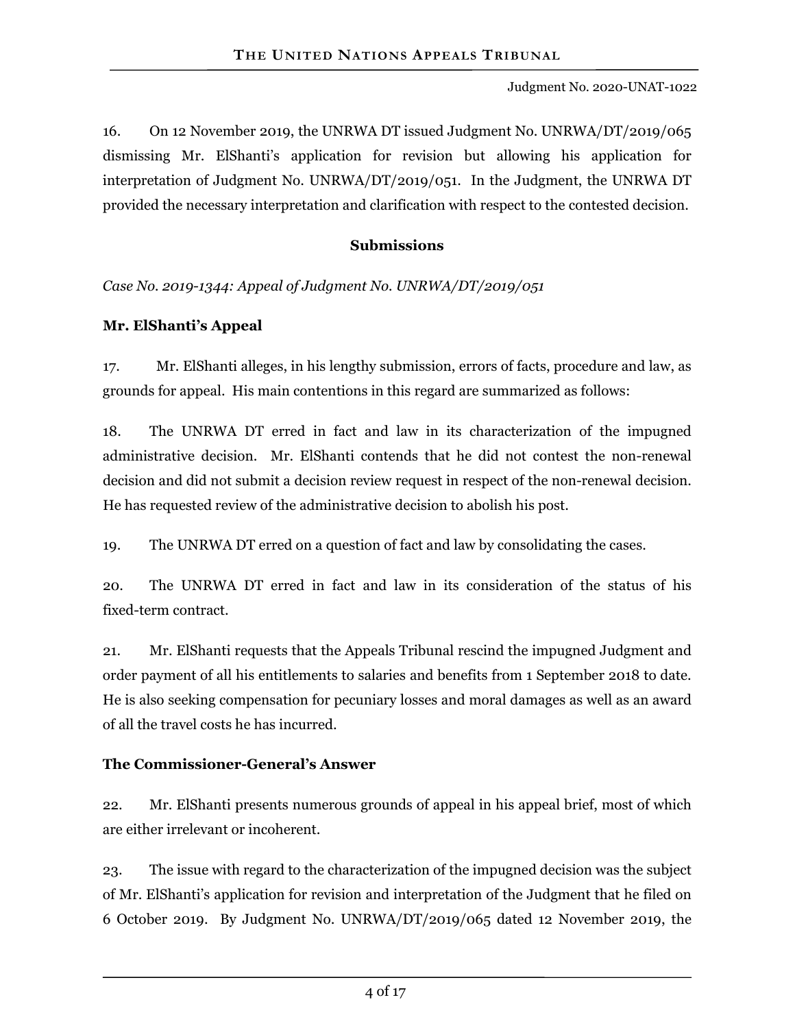16. On 12 November 2019, the UNRWA DT issued Judgment No. UNRWA/DT/2019/065 dismissing Mr. ElShanti's application for revision but allowing his application for interpretation of Judgment No. UNRWA/DT/2019/051. In the Judgment, the UNRWA DT provided the necessary interpretation and clarification with respect to the contested decision.

## Submissions

*Case No. 2019-1344: Appeal of Judgment No. UNRWA/DT/2019/051*

### Mr. ElShanti's Appeal

17. Mr. ElShanti alleges, in his lengthy submission, errors of facts, procedure and law, as grounds for appeal. His main contentions in this regard are summarized as follows:

18. The UNRWA DT erred in fact and law in its characterization of the impugned administrative decision. Mr. ElShanti contends that he did not contest the non-renewal decision and did not submit a decision review request in respect of the non-renewal decision. He has requested review of the administrative decision to abolish his post.

19. The UNRWA DT erred on a question of fact and law by consolidating the cases.

20. The UNRWA DT erred in fact and law in its consideration of the status of his fixed-term contract.

21. Mr. ElShanti requests that the Appeals Tribunal rescind the impugned Judgment and order payment of all his entitlements to salaries and benefits from 1 September 2018 to date. He is also seeking compensation for pecuniary losses and moral damages as well as an award of all the travel costs he has incurred.

### The Commissioner-General's Answer

22. Mr. ElShanti presents numerous grounds of appeal in his appeal brief, most of which are either irrelevant or incoherent.

23. The issue with regard to the characterization of the impugned decision was the subject of Mr. ElShanti's application for revision and interpretation of the Judgment that he filed on 6 October 2019. By Judgment No. UNRWA/DT/2019/065 dated 12 November 2019, the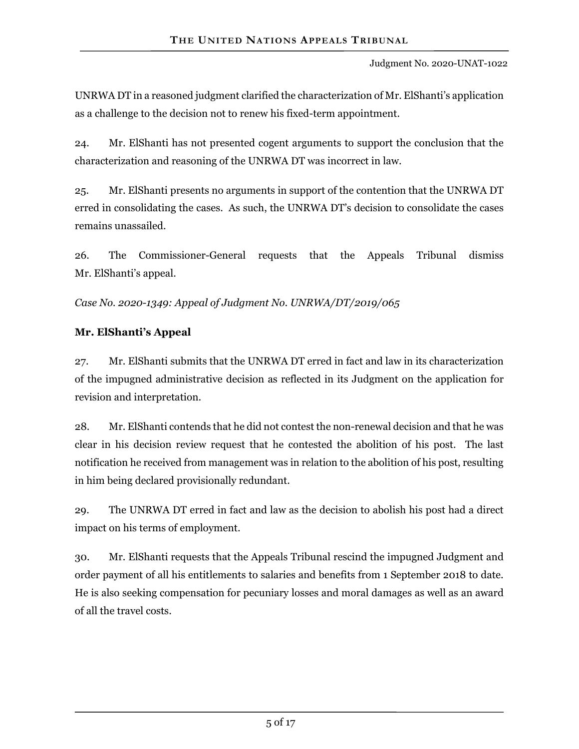UNRWA DT in a reasoned judgment clarified the characterization of Mr. ElShanti's application as a challenge to the decision not to renew his fixed-term appointment.

24. Mr. ElShanti has not presented cogent arguments to support the conclusion that the characterization and reasoning of the UNRWA DT was incorrect in law.

25. Mr. ElShanti presents no arguments in support of the contention that the UNRWA DT erred in consolidating the cases. As such, the UNRWA DT's decision to consolidate the cases remains unassailed.

26. The Commissioner-General requests that the Appeals Tribunal dismiss Mr. ElShanti's appeal.

*Case No. 2020-1349: Appeal of Judgment No. UNRWA/DT/2019/065*

**Mr. ElShanti's Appeal**

27. Mr. ElShanti submits that the UNRWA DT erred in fact and law in its characterization of the impugned administrative decision as reflected in its Judgment on the application for revision and interpretation.

28. Mr. ElShanti contends that he did not contest the non-renewal decision and that he was clear in his decision review request that he contested the abolition of his post. The last notification he received from management was in relation to the abolition of his post, resulting in him being declared provisionally redundant.

29. The UNRWA DT erred in fact and law as the decision to abolish his post had a direct impact on his terms of employment.

30. Mr. ElShanti requests that the Appeals Tribunal rescind the impugned Judgment and order payment of all his entitlements to salaries and benefits from 1 September 2018 to date. He is also seeking compensation for pecuniary losses and moral damages as well as an award of all the travel costs.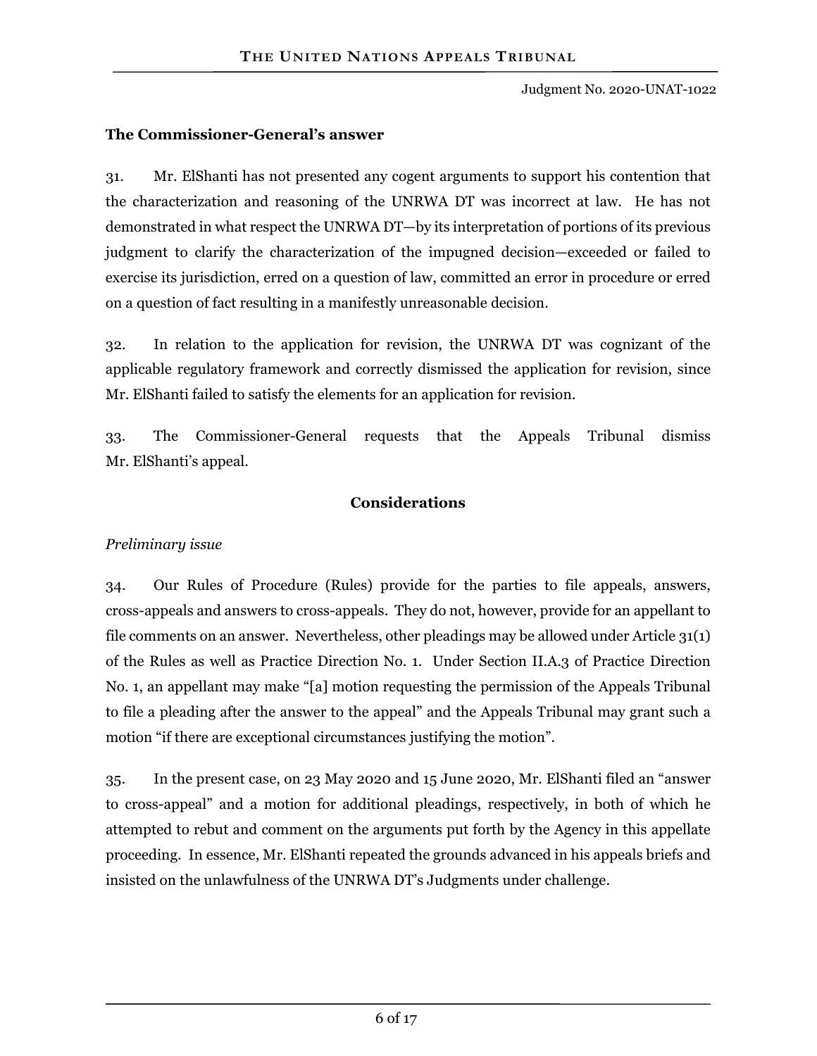**The Commissioner-General's answer**

31. Mr. ElShanti has not presented any cogent arguments to support his contention that the characterization and reasoning of the UNRWA DT was incorrect at law. He has not demonstrated in what respect the UNRWA DT—by its interpretation of portions of its previous judgment to clarify the characterization of the impugned decision—exceeded or failed to exercise its jurisdiction, erred on a question of law, committed an error in procedure or erred on a question of fact resulting in a manifestly unreasonable decision.

32. In relation to the application for revision, the UNRWA DT was cognizant of the applicable regulatory framework and correctly dismissed the application for revision, since Mr. ElShanti failed to satisfy the elements for an application for revision.

33. The Commissioner-General requests that the Appeals Tribunal dismiss Mr. ElShanti's appeal.

## Considerations

*Preliminary issue*

34. Our Rules of Procedure (Rules) provide for the parties to file appeals, answers, cross-appeals and answers to cross-appeals. They do not, however, provide for an appellant to file comments on an answer. Nevertheless, other pleadings may be allowed under Article 31(1) of the Rules as well as Practice Direction No. 1. Under Section II.A.3 of Practice Direction No. 1, an appellant may make "[a] motion requesting the permission of the Appeals Tribunal to file a pleading after the answer to the appeal" and the Appeals Tribunal may grant such a motion "if there are exceptional circumstances justifying the motion".

35. In the present case, on 23 May 2020 and 15 June 2020, Mr. ElShanti filed an "answer to cross-appeal" and a motion for additional pleadings, respectively, in both of which he attempted to rebut and comment on the arguments put forth by the Agency in this appellate proceeding. In essence, Mr. ElShanti repeated the grounds advanced in his appeals briefs and insisted on the unlawfulness of the UNRWA DT's Judgments under challenge.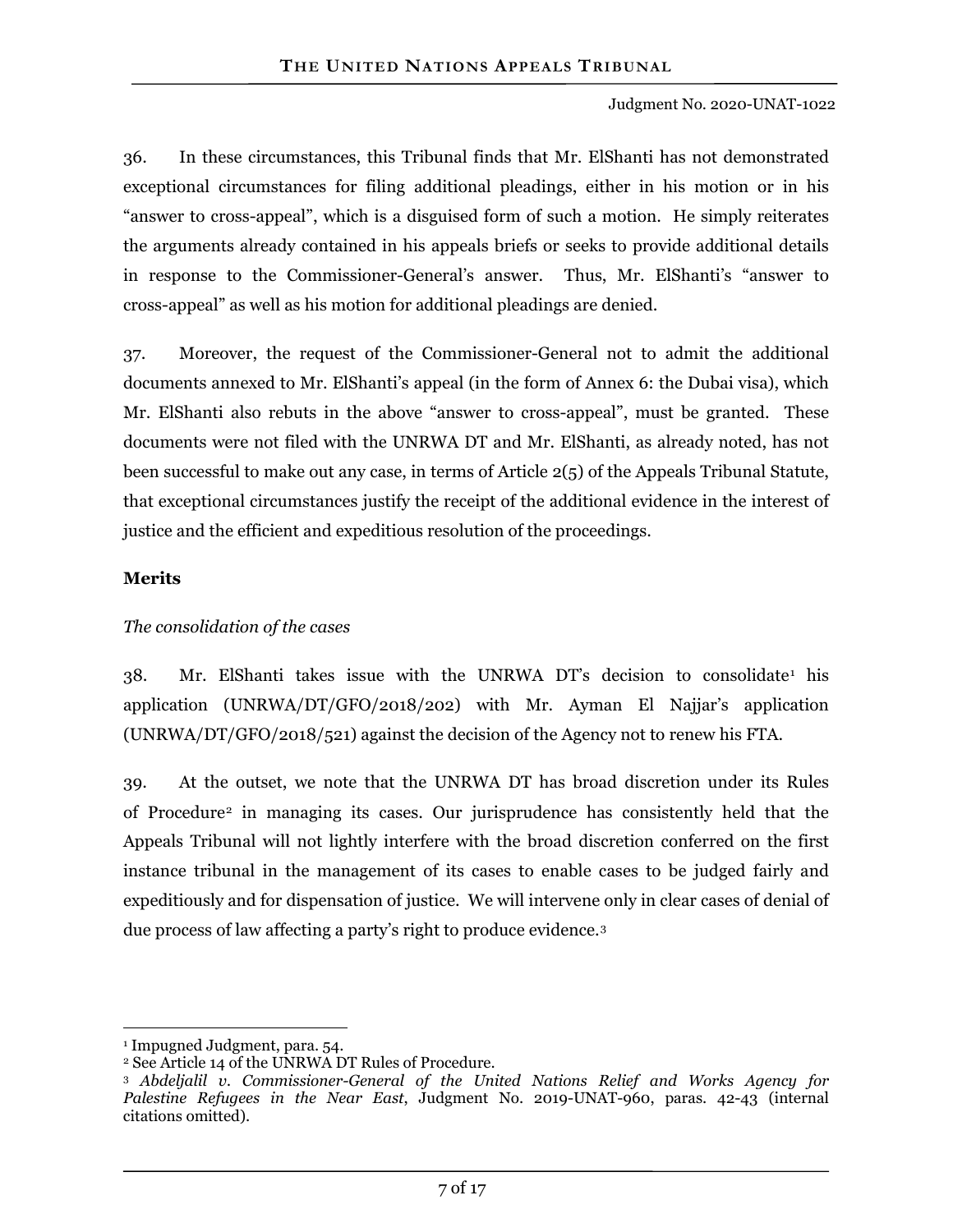36. In these circumstances, this Tribunal finds that Mr. ElShanti has not demonstrated exceptional circumstances for filing additional pleadings, either in his motion or in his "answer to cross-appeal", which is a disguised form of such a motion. He simply reiterates the arguments already contained in his appeals briefs or seeks to provide additional details in response to the Commissioner-General's answer. Thus, Mr. ElShanti's "answer to cross-appeal" as well as his motion for additional pleadings are denied.

37. Moreover, the request of the Commissioner-General not to admit the additional documents annexed to Mr. ElShanti's appeal (in the form of Annex 6: the Dubai visa), which Mr. ElShanti also rebuts in the above "answer to cross-appeal", must be granted. These documents were not filed with the UNRWA DT and Mr. ElShanti, as already noted, has not been successful to make out any case, in terms of Article 2(5) of the Appeals Tribunal Statute, that exceptional circumstances justify the receipt of the additional evidence in the interest of justice and the efficient and expeditious resolution of the proceedings.

**Merits**

*The consolidation of the cases*

38. Mr. ElShanti takes issue with the UNRWA DT's decision to consolidate[1] his application (UNRWA/DT/GFO/2018/202) with Mr. Ayman El Najjar's application (UNRWA/DT/GFO/2018/521) against the decision of the Agency not to renew his FTA.

39. At the outset, we note that the UNRWA DT has broad discretion under its Rules of Procedure[2] in managing its cases. Our jurisprudence has consistently held that the Appeals Tribunal will not lightly interfere with the broad discretion conferred on the first instance tribunal in the management of its cases to enable cases to be judged fairly and expeditiously and for dispensation of justice. We will intervene only in clear cases of denial of due process of law affecting a party's right to produce evidence.[3]

---

[1] Impugned Judgment, para. 54.

[2] See Article 14 of the UNRWA DT Rules of Procedure.

[3] *Abdeljalil v. Commissioner-General of the United Nations Relief and Works Agency for Palestine Refugees in the Near East*, Judgment No. 2019-UNAT-960, paras. 42-43 (internal citations omitted).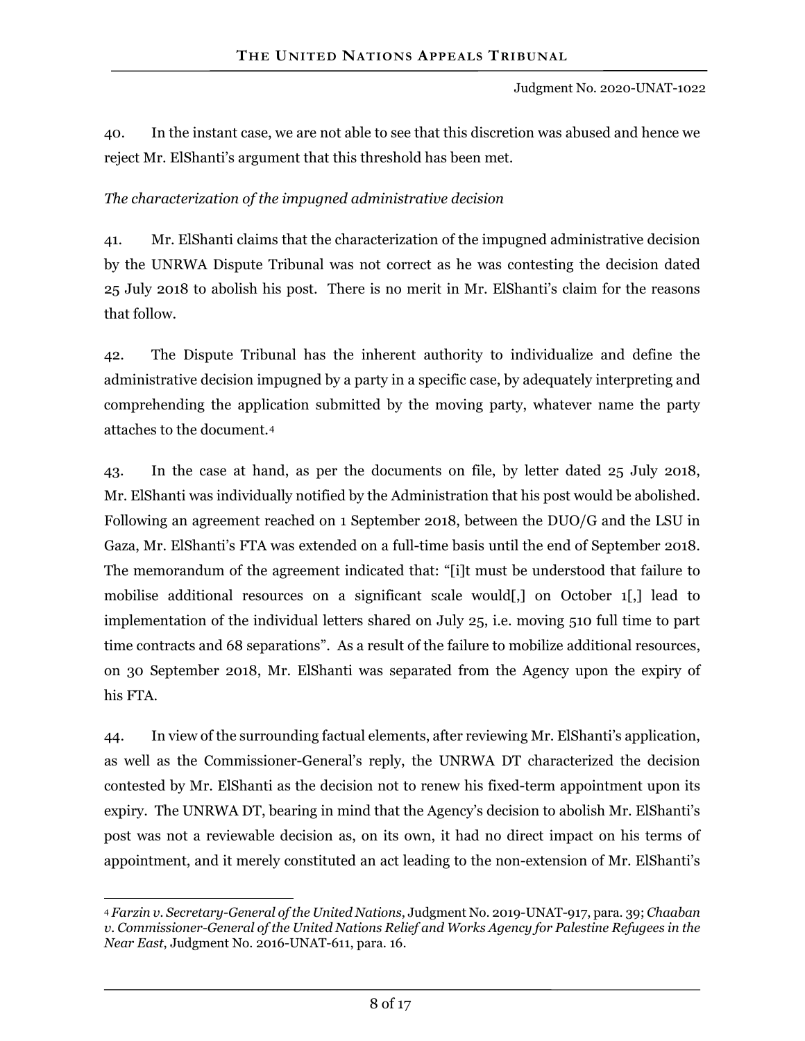40. In the instant case, we are not able to see that this discretion was abused and hence we reject Mr. ElShanti's argument that this threshold has been met.

*The characterization of the impugned administrative decision*

41. Mr. ElShanti claims that the characterization of the impugned administrative decision by the UNRWA Dispute Tribunal was not correct as he was contesting the decision dated 25 July 2018 to abolish his post. There is no merit in Mr. ElShanti's claim for the reasons that follow.

42. The Dispute Tribunal has the inherent authority to individualize and define the administrative decision impugned by a party in a specific case, by adequately interpreting and comprehending the application submitted by the moving party, whatever name the party attaches to the document.[4]

43. In the case at hand, as per the documents on file, by letter dated 25 July 2018, Mr. ElShanti was individually notified by the Administration that his post would be abolished. Following an agreement reached on 1 September 2018, between the DUO/G and the LSU in Gaza, Mr. ElShanti's FTA was extended on a full-time basis until the end of September 2018. The memorandum of the agreement indicated that: "[i]t must be understood that failure to mobilise additional resources on a significant scale would[,] on October 1[,] lead to implementation of the individual letters shared on July 25, i.e. moving 510 full time to part time contracts and 68 separations". As a result of the failure to mobilize additional resources, on 30 September 2018, Mr. ElShanti was separated from the Agency upon the expiry of his FTA.

44. In view of the surrounding factual elements, after reviewing Mr. ElShanti's application, as well as the Commissioner-General's reply, the UNRWA DT characterized the decision contested by Mr. ElShanti as the decision not to renew his fixed-term appointment upon its expiry. The UNRWA DT, bearing in mind that the Agency's decision to abolish Mr. ElShanti's post was not a reviewable decision as, on its own, it had no direct impact on his terms of appointment, and it merely constituted an act leading to the non-extension of Mr. ElShanti's

---

[4] *Farzin v. Secretary-General of the United Nations*, Judgment No. 2019-UNAT-917, para. 39; *Chaaban v. Commissioner-General of the United Nations Relief and Works Agency for Palestine Refugees in the Near East*, Judgment No. 2016-UNAT-611, para. 16.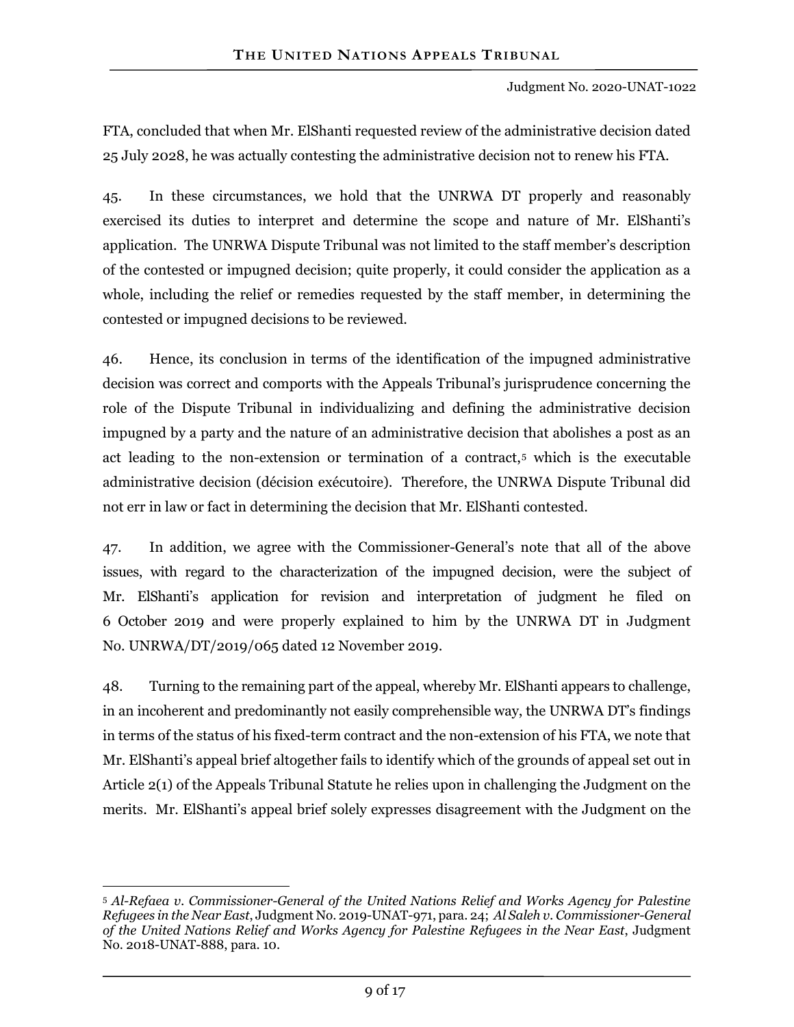FTA, concluded that when Mr. ElShanti requested review of the administrative decision dated 25 July 2028, he was actually contesting the administrative decision not to renew his FTA.

45. In these circumstances, we hold that the UNRWA DT properly and reasonably exercised its duties to interpret and determine the scope and nature of Mr. ElShanti's application. The UNRWA Dispute Tribunal was not limited to the staff member's description of the contested or impugned decision; quite properly, it could consider the application as a whole, including the relief or remedies requested by the staff member, in determining the contested or impugned decisions to be reviewed.

46. Hence, its conclusion in terms of the identification of the impugned administrative decision was correct and comports with the Appeals Tribunal's jurisprudence concerning the role of the Dispute Tribunal in individualizing and defining the administrative decision impugned by a party and the nature of an administrative decision that abolishes a post as an act leading to the non-extension or termination of a contract,[5] which is the executable administrative decision (décision exécutoire). Therefore, the UNRWA Dispute Tribunal did not err in law or fact in determining the decision that Mr. ElShanti contested.

47. In addition, we agree with the Commissioner-General's note that all of the above issues, with regard to the characterization of the impugned decision, were the subject of Mr. ElShanti's application for revision and interpretation of judgment he filed on 6 October 2019 and were properly explained to him by the UNRWA DT in Judgment No. UNRWA/DT/2019/065 dated 12 November 2019.

48. Turning to the remaining part of the appeal, whereby Mr. ElShanti appears to challenge, in an incoherent and predominantly not easily comprehensible way, the UNRWA DT's findings in terms of the status of his fixed-term contract and the non-extension of his FTA, we note that Mr. ElShanti's appeal brief altogether fails to identify which of the grounds of appeal set out in Article 2(1) of the Appeals Tribunal Statute he relies upon in challenging the Judgment on the merits. Mr. ElShanti's appeal brief solely expresses disagreement with the Judgment on the

---

[5] *Al-Refaea v. Commissioner-General of the United Nations Relief and Works Agency for Palestine Refugees in the Near East*, Judgment No. 2019-UNAT-971, para. 24; *Al Saleh v. Commissioner-General of the United Nations Relief and Works Agency for Palestine Refugees in the Near East*, Judgment No. 2018-UNAT-888, para. 10.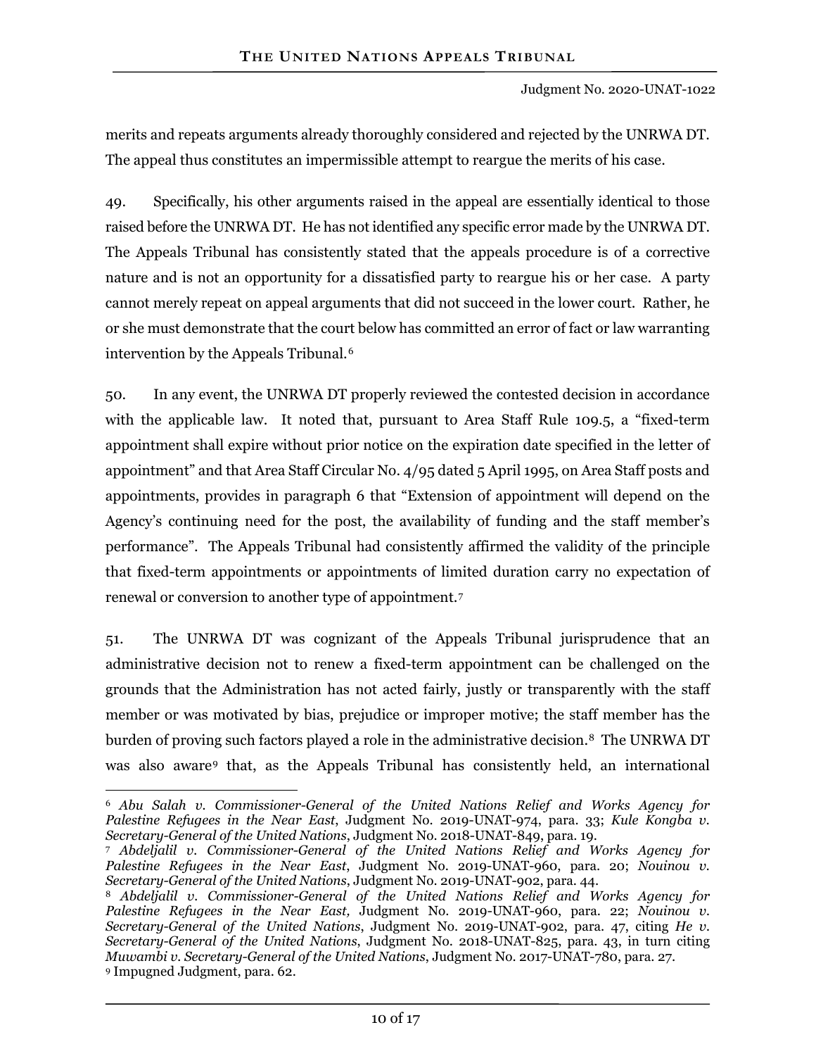merits and repeats arguments already thoroughly considered and rejected by the UNRWA DT. The appeal thus constitutes an impermissible attempt to reargue the merits of his case.

49. Specifically, his other arguments raised in the appeal are essentially identical to those raised before the UNRWA DT. He has not identified any specific error made by the UNRWA DT. The Appeals Tribunal has consistently stated that the appeals procedure is of a corrective nature and is not an opportunity for a dissatisfied party to reargue his or her case. A party cannot merely repeat on appeal arguments that did not succeed in the lower court. Rather, he or she must demonstrate that the court below has committed an error of fact or law warranting intervention by the Appeals Tribunal.[6]

50. In any event, the UNRWA DT properly reviewed the contested decision in accordance with the applicable law. It noted that, pursuant to Area Staff Rule 109.5, a "fixed-term appointment shall expire without prior notice on the expiration date specified in the letter of appointment" and that Area Staff Circular No. 4/95 dated 5 April 1995, on Area Staff posts and appointments, provides in paragraph 6 that "Extension of appointment will depend on the Agency's continuing need for the post, the availability of funding and the staff member's performance". The Appeals Tribunal had consistently affirmed the validity of the principle that fixed-term appointments or appointments of limited duration carry no expectation of renewal or conversion to another type of appointment.[7]

51. The UNRWA DT was cognizant of the Appeals Tribunal jurisprudence that an administrative decision not to renew a fixed-term appointment can be challenged on the grounds that the Administration has not acted fairly, justly or transparently with the staff member or was motivated by bias, prejudice or improper motive; the staff member has the burden of proving such factors played a role in the administrative decision.[8] The UNRWA DT was also aware[9] that, as the Appeals Tribunal has consistently held, an international

---

[6] *Abu Salah v. Commissioner-General of the United Nations Relief and Works Agency for Palestine Refugees in the Near East*, Judgment No. 2019-UNAT-974, para. 33; *Kule Kongba v. Secretary-General of the United Nations*, Judgment No. 2018-UNAT-849, para. 19.

[7] *Abdeljalil v. Commissioner-General of the United Nations Relief and Works Agency for Palestine Refugees in the Near East*, Judgment No. 2019-UNAT-960, para. 20; *Nouinou v. Secretary-General of the United Nations*, Judgment No. 2019-UNAT-902, para. 44.

[8] *Abdeljalil v. Commissioner-General of the United Nations Relief and Works Agency for Palestine Refugees in the Near East,* Judgment No. 2019-UNAT-960, para. 22; *Nouinou v. Secretary-General of the United Nations*, Judgment No. 2019-UNAT-902, para. 47, citing *He v. Secretary-General of the United Nations*, Judgment No. 2018-UNAT-825, para. 43, in turn citing *Muwambi v. Secretary-General of the United Nations*, Judgment No. 2017-UNAT-780, para. 27.

[9] Impugned Judgment, para. 62.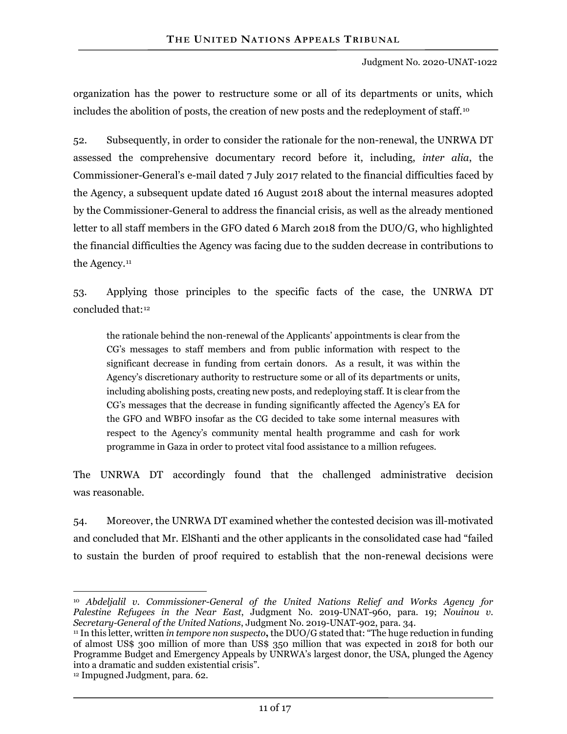organization has the power to restructure some or all of its departments or units, which includes the abolition of posts, the creation of new posts and the redeployment of staff.[10]

52. Subsequently, in order to consider the rationale for the non-renewal, the UNRWA DT assessed the comprehensive documentary record before it, including, *inter alia*, the Commissioner-General's e-mail dated 7 July 2017 related to the financial difficulties faced by the Agency, a subsequent update dated 16 August 2018 about the internal measures adopted by the Commissioner-General to address the financial crisis, as well as the already mentioned letter to all staff members in the GFO dated 6 March 2018 from the DUO/G, who highlighted the financial difficulties the Agency was facing due to the sudden decrease in contributions to the Agency.[11]

53. Applying those principles to the specific facts of the case, the UNRWA DT concluded that:[12]

> the rationale behind the non-renewal of the Applicants' appointments is clear from the CG's messages to staff members and from public information with respect to the significant decrease in funding from certain donors. As a result, it was within the Agency's discretionary authority to restructure some or all of its departments or units, including abolishing posts, creating new posts, and redeploying staff. It is clear from the CG's messages that the decrease in funding significantly affected the Agency's EA for the GFO and WBFO insofar as the CG decided to take some internal measures with respect to the Agency's community mental health programme and cash for work programme in Gaza in order to protect vital food assistance to a million refugees.

The UNRWA DT accordingly found that the challenged administrative decision was reasonable.

54. Moreover, the UNRWA DT examined whether the contested decision was ill-motivated and concluded that Mr. ElShanti and the other applicants in the consolidated case had "failed to sustain the burden of proof required to establish that the non-renewal decisions were

---

[10] *Abdeljalil v. Commissioner-General of the United Nations Relief and Works Agency for Palestine Refugees in the Near East*, Judgment No. 2019-UNAT-960, para. 19; *Nouinou v. Secretary-General of the United Nations*, Judgment No. 2019-UNAT-902, para. 34.

[11] In this letter, written *in tempore non suspecto*, the DUO/G stated that: "The huge reduction in funding of almost US$ 300 million of more than US$ 350 million that was expected in 2018 for both our Programme Budget and Emergency Appeals by UNRWA's largest donor, the USA, plunged the Agency into a dramatic and sudden existential crisis".

[12] Impugned Judgment, para. 62.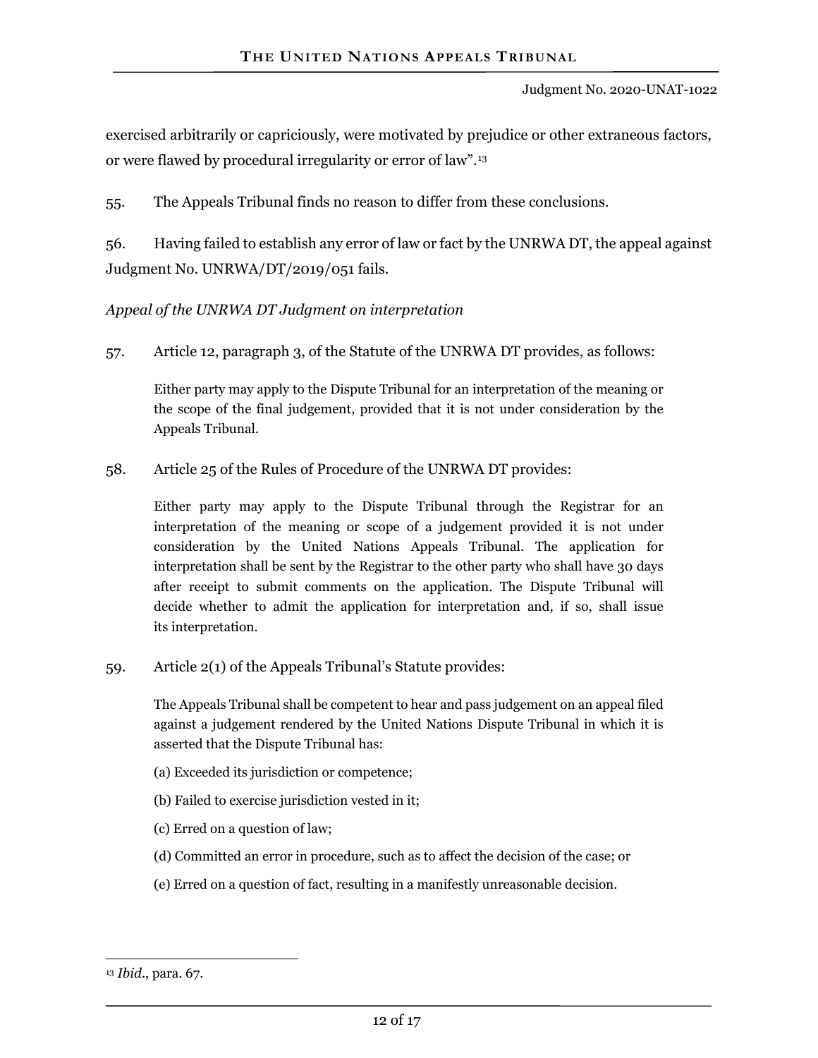exercised arbitrarily or capriciously, were motivated by prejudice or other extraneous factors, or were flawed by procedural irregularity or error of law".[13]

55. The Appeals Tribunal finds no reason to differ from these conclusions.

56. Having failed to establish any error of law or fact by the UNRWA DT, the appeal against Judgment No. UNRWA/DT/2019/051 fails.

*Appeal of the UNRWA DT Judgment on interpretation*

57. Article 12, paragraph 3, of the Statute of the UNRWA DT provides, as follows:

> Either party may apply to the Dispute Tribunal for an interpretation of the meaning or the scope of the final judgement, provided that it is not under consideration by the Appeals Tribunal.

58. Article 25 of the Rules of Procedure of the UNRWA DT provides:

> Either party may apply to the Dispute Tribunal through the Registrar for an interpretation of the meaning or scope of a judgement provided it is not under consideration by the United Nations Appeals Tribunal. The application for interpretation shall be sent by the Registrar to the other party who shall have 30 days after receipt to submit comments on the application. The Dispute Tribunal will decide whether to admit the application for interpretation and, if so, shall issue its interpretation.

59. Article 2(1) of the Appeals Tribunal's Statute provides:

> The Appeals Tribunal shall be competent to hear and pass judgement on an appeal filed against a judgement rendered by the United Nations Dispute Tribunal in which it is asserted that the Dispute Tribunal has:
>
> (a) Exceeded its jurisdiction or competence;
>
> (b) Failed to exercise jurisdiction vested in it;
>
> (c) Erred on a question of law;
>
> (d) Committed an error in procedure, such as to affect the decision of the case; or
>
> (e) Erred on a question of fact, resulting in a manifestly unreasonable decision.

---

[13] *Ibid.*, para. 67.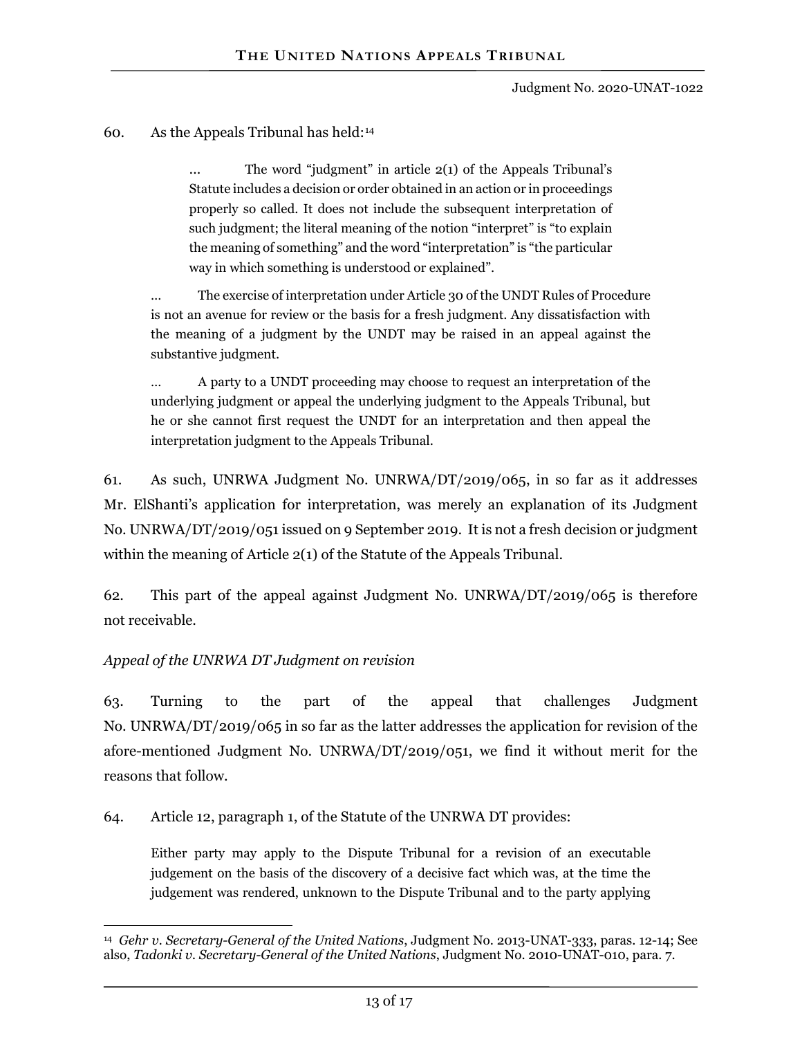60. As the Appeals Tribunal has held:[14]

> ... The word "judgment" in article 2(1) of the Appeals Tribunal's Statute includes a decision or order obtained in an action or in proceedings properly so called. It does not include the subsequent interpretation of such judgment; the literal meaning of the notion "interpret" is "to explain the meaning of something" and the word "interpretation" is "the particular way in which something is understood or explained".
>
> ... The exercise of interpretation under Article 30 of the UNDT Rules of Procedure is not an avenue for review or the basis for a fresh judgment. Any dissatisfaction with the meaning of a judgment by the UNDT may be raised in an appeal against the substantive judgment.
>
> ... A party to a UNDT proceeding may choose to request an interpretation of the underlying judgment or appeal the underlying judgment to the Appeals Tribunal, but he or she cannot first request the UNDT for an interpretation and then appeal the interpretation judgment to the Appeals Tribunal.

61. As such, UNRWA Judgment No. UNRWA/DT/2019/065, in so far as it addresses Mr. ElShanti's application for interpretation, was merely an explanation of its Judgment No. UNRWA/DT/2019/051 issued on 9 September 2019. It is not a fresh decision or judgment within the meaning of Article 2(1) of the Statute of the Appeals Tribunal.

62. This part of the appeal against Judgment No. UNRWA/DT/2019/065 is therefore not receivable.

*Appeal of the UNRWA DT Judgment on revision*

63. Turning to the part of the appeal that challenges Judgment No. UNRWA/DT/2019/065 in so far as the latter addresses the application for revision of the afore-mentioned Judgment No. UNRWA/DT/2019/051, we find it without merit for the reasons that follow.

64. Article 12, paragraph 1, of the Statute of the UNRWA DT provides:

> Either party may apply to the Dispute Tribunal for a revision of an executable judgement on the basis of the discovery of a decisive fact which was, at the time the judgement was rendered, unknown to the Dispute Tribunal and to the party applying

---

[14] *Gehr v. Secretary-General of the United Nations*, Judgment No. 2013-UNAT-333, paras. 12-14; See also, *Tadonki v. Secretary-General of the United Nations*, Judgment No. 2010-UNAT-010, para. 7.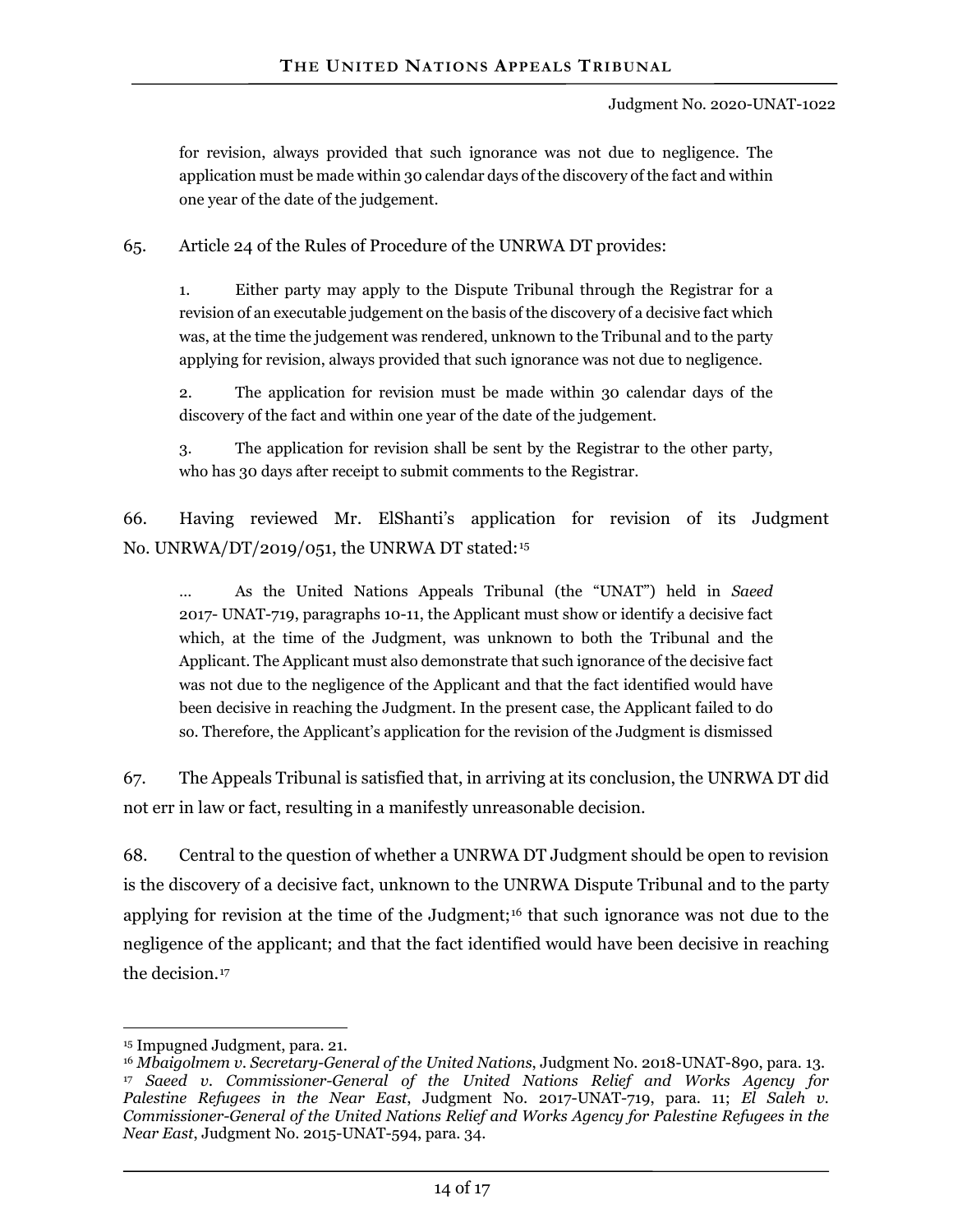for revision, always provided that such ignorance was not due to negligence. The application must be made within 30 calendar days of the discovery of the fact and within one year of the date of the judgement.

65. Article 24 of the Rules of Procedure of the UNRWA DT provides:

> 1. Either party may apply to the Dispute Tribunal through the Registrar for a revision of an executable judgement on the basis of the discovery of a decisive fact which was, at the time the judgement was rendered, unknown to the Tribunal and to the party applying for revision, always provided that such ignorance was not due to negligence.
>
> 2. The application for revision must be made within 30 calendar days of the discovery of the fact and within one year of the date of the judgement.
>
> 3. The application for revision shall be sent by the Registrar to the other party, who has 30 days after receipt to submit comments to the Registrar.

66. Having reviewed Mr. ElShanti's application for revision of its Judgment No. UNRWA/DT/2019/051, the UNRWA DT stated:[15]

> … As the United Nations Appeals Tribunal (the "UNAT") held in *Saeed* 2017- UNAT-719, paragraphs 10-11, the Applicant must show or identify a decisive fact which, at the time of the Judgment, was unknown to both the Tribunal and the Applicant. The Applicant must also demonstrate that such ignorance of the decisive fact was not due to the negligence of the Applicant and that the fact identified would have been decisive in reaching the Judgment. In the present case, the Applicant failed to do so. Therefore, the Applicant's application for the revision of the Judgment is dismissed

67. The Appeals Tribunal is satisfied that, in arriving at its conclusion, the UNRWA DT did not err in law or fact, resulting in a manifestly unreasonable decision.

68. Central to the question of whether a UNRWA DT Judgment should be open to revision is the discovery of a decisive fact, unknown to the UNRWA Dispute Tribunal and to the party applying for revision at the time of the Judgment;[16] that such ignorance was not due to the negligence of the applicant; and that the fact identified would have been decisive in reaching the decision.[17]

---

[15] Impugned Judgment, para. 21.

[16] *Mbaigolmem v. Secretary-General of the United Nations*, Judgment No. 2018-UNAT-890, para. 13.

[17] *Saeed v. Commissioner-General of the United Nations Relief and Works Agency for Palestine Refugees in the Near East*, Judgment No. 2017-UNAT-719, para. 11; *El Saleh v. Commissioner-General of the United Nations Relief and Works Agency for Palestine Refugees in the Near East*, Judgment No. 2015-UNAT-594, para. 34.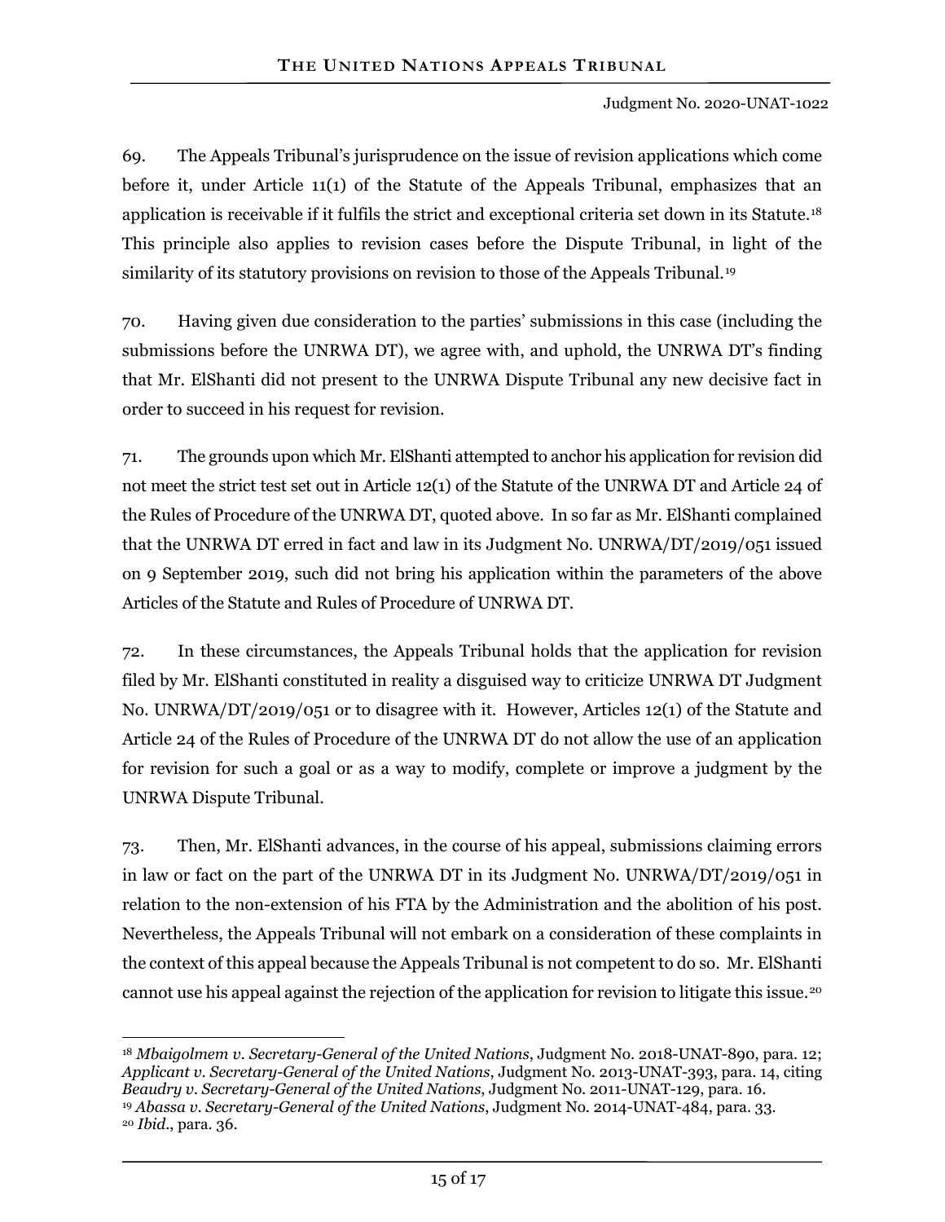69. The Appeals Tribunal's jurisprudence on the issue of revision applications which come before it, under Article 11(1) of the Statute of the Appeals Tribunal, emphasizes that an application is receivable if it fulfils the strict and exceptional criteria set down in its Statute.[18] This principle also applies to revision cases before the Dispute Tribunal, in light of the similarity of its statutory provisions on revision to those of the Appeals Tribunal.[19]

70. Having given due consideration to the parties' submissions in this case (including the submissions before the UNRWA DT), we agree with, and uphold, the UNRWA DT's finding that Mr. ElShanti did not present to the UNRWA Dispute Tribunal any new decisive fact in order to succeed in his request for revision.

71. The grounds upon which Mr. ElShanti attempted to anchor his application for revision did not meet the strict test set out in Article 12(1) of the Statute of the UNRWA DT and Article 24 of the Rules of Procedure of the UNRWA DT, quoted above. In so far as Mr. ElShanti complained that the UNRWA DT erred in fact and law in its Judgment No. UNRWA/DT/2019/051 issued on 9 September 2019, such did not bring his application within the parameters of the above Articles of the Statute and Rules of Procedure of UNRWA DT.

72. In these circumstances, the Appeals Tribunal holds that the application for revision filed by Mr. ElShanti constituted in reality a disguised way to criticize UNRWA DT Judgment No. UNRWA/DT/2019/051 or to disagree with it. However, Articles 12(1) of the Statute and Article 24 of the Rules of Procedure of the UNRWA DT do not allow the use of an application for revision for such a goal or as a way to modify, complete or improve a judgment by the UNRWA Dispute Tribunal.

73. Then, Mr. ElShanti advances, in the course of his appeal, submissions claiming errors in law or fact on the part of the UNRWA DT in its Judgment No. UNRWA/DT/2019/051 in relation to the non-extension of his FTA by the Administration and the abolition of his post. Nevertheless, the Appeals Tribunal will not embark on a consideration of these complaints in the context of this appeal because the Appeals Tribunal is not competent to do so. Mr. ElShanti cannot use his appeal against the rejection of the application for revision to litigate this issue.[20]

---

[18] *Mbaigolmem v. Secretary-General of the United Nations*, Judgment No. 2018-UNAT-890, para. 12; *Applicant v. Secretary-General of the United Nations*, Judgment No. 2013-UNAT-393, para. 14, citing *Beaudry v. Secretary-General of the United Nations*, Judgment No. 2011-UNAT-129, para. 16.

[19] *Abassa v. Secretary-General of the United Nations*, Judgment No. 2014-UNAT-484, para. 33.

[20] *Ibid.*, para. 36.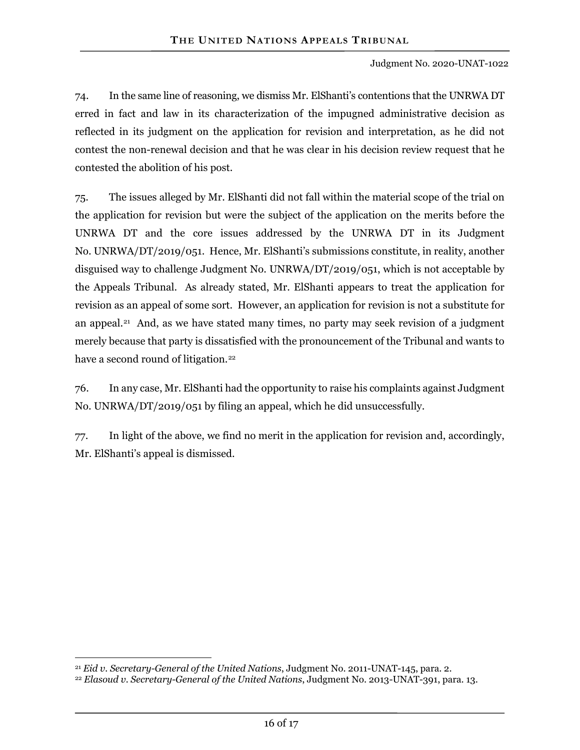74. In the same line of reasoning, we dismiss Mr. ElShanti's contentions that the UNRWA DT erred in fact and law in its characterization of the impugned administrative decision as reflected in its judgment on the application for revision and interpretation, as he did not contest the non-renewal decision and that he was clear in his decision review request that he contested the abolition of his post.

75. The issues alleged by Mr. ElShanti did not fall within the material scope of the trial on the application for revision but were the subject of the application on the merits before the UNRWA DT and the core issues addressed by the UNRWA DT in its Judgment No. UNRWA/DT/2019/051. Hence, Mr. ElShanti's submissions constitute, in reality, another disguised way to challenge Judgment No. UNRWA/DT/2019/051, which is not acceptable by the Appeals Tribunal. As already stated, Mr. ElShanti appears to treat the application for revision as an appeal of some sort. However, an application for revision is not a substitute for an appeal.[21] And, as we have stated many times, no party may seek revision of a judgment merely because that party is dissatisfied with the pronouncement of the Tribunal and wants to have a second round of litigation.[22]

76. In any case, Mr. ElShanti had the opportunity to raise his complaints against Judgment No. UNRWA/DT/2019/051 by filing an appeal, which he did unsuccessfully.

77. In light of the above, we find no merit in the application for revision and, accordingly, Mr. ElShanti's appeal is dismissed.

---

[21] *Eid v. Secretary-General of the United Nations*, Judgment No. 2011-UNAT-145, para. 2.

[22] *Elasoud v. Secretary-General of the United Nations*, Judgment No. 2013-UNAT-391, para. 13.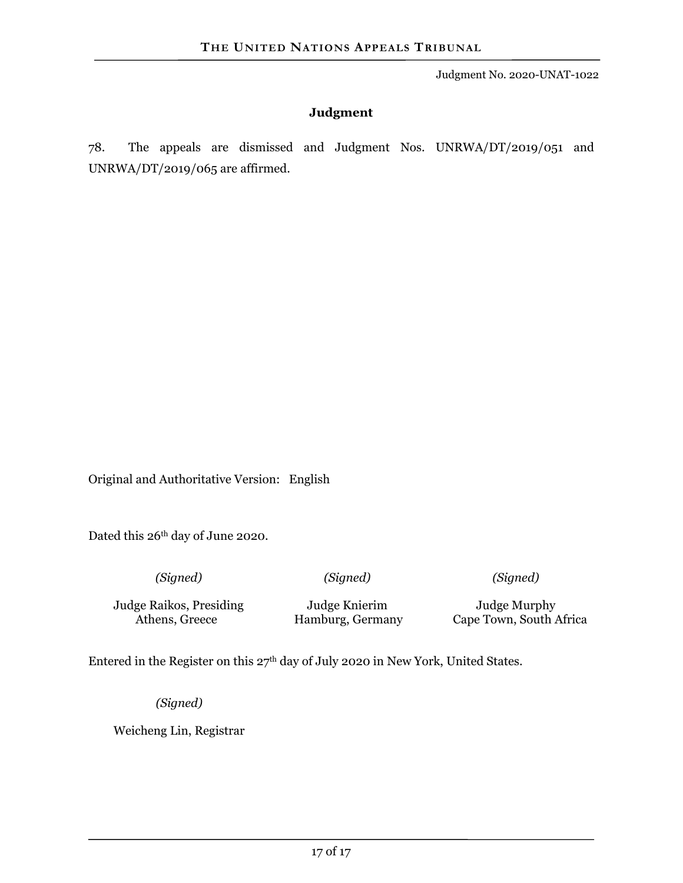## Judgment

78. The appeals are dismissed and Judgment Nos. UNRWA/DT/2019/051 and UNRWA/DT/2019/065 are affirmed.

Original and Authoritative Version: English

Dated this 26th day of June 2020.

| | | |
|---|---|---|
| *(Signed)* | *(Signed)* | *(Signed)* |
| Judge Raikos, Presiding<br>Athens, Greece | Judge Knierim<br>Hamburg, Germany | Judge Murphy<br>Cape Town, South Africa |

Entered in the Register on this 27th day of July 2020 in New York, United States.

*(Signed)*

Weicheng Lin, Registrar